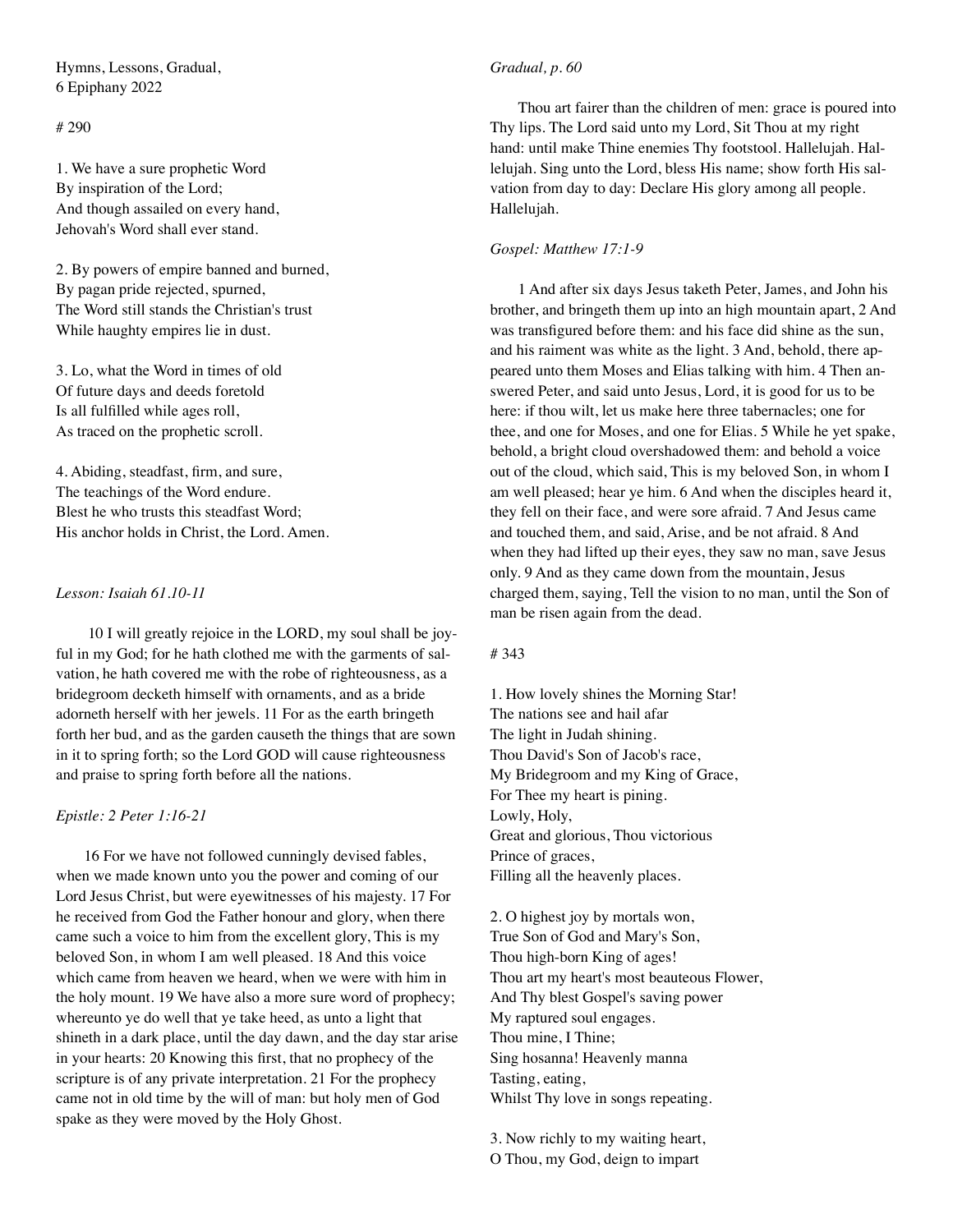Hymns, Lessons, Gradual,
6 Epiphany 2022

# 290

1. We have a sure prophetic Word
By inspiration of the Lord;
And though assailed on every hand,
Jehovah's Word shall ever stand.

2. By powers of empire banned and burned,
By pagan pride rejected, spurned,
The Word still stands the Christian's trust
While haughty empires lie in dust.

3. Lo, what the Word in times of old
Of future days and deeds foretold
Is all fulfilled while ages roll,
As traced on the prophetic scroll.

4. Abiding, steadfast, firm, and sure,
The teachings of the Word endure.
Blest he who trusts this steadfast Word;
His anchor holds in Christ, the Lord. Amen.

*Lesson: Isaiah 61.10-11*

10 I will greatly rejoice in the LORD, my soul shall be joyful in my God; for he hath clothed me with the garments of salvation, he hath covered me with the robe of righteousness, as a bridegroom decketh himself with ornaments, and as a bride adorneth herself with her jewels. 11 For as the earth bringeth forth her bud, and as the garden causeth the things that are sown in it to spring forth; so the Lord GOD will cause righteousness and praise to spring forth before all the nations.

*Epistle: 2 Peter 1:16-21*

16 For we have not followed cunningly devised fables, when we made known unto you the power and coming of our Lord Jesus Christ, but were eyewitnesses of his majesty. 17 For he received from God the Father honour and glory, when there came such a voice to him from the excellent glory, This is my beloved Son, in whom I am well pleased. 18 And this voice which came from heaven we heard, when we were with him in the holy mount. 19 We have also a more sure word of prophecy; whereunto ye do well that ye take heed, as unto a light that shineth in a dark place, until the day dawn, and the day star arise in your hearts: 20 Knowing this first, that no prophecy of the scripture is of any private interpretation. 21 For the prophecy came not in old time by the will of man: but holy men of God spake as they were moved by the Holy Ghost.

*Gradual, p. 60*

Thou art fairer than the children of men: grace is poured into Thy lips. The Lord said unto my Lord, Sit Thou at my right hand: until make Thine enemies Thy footstool. Hallelujah. Hallelujah. Sing unto the Lord, bless His name; show forth His salvation from day to day: Declare His glory among all people. Hallelujah.

*Gospel: Matthew 17:1-9*

1 And after six days Jesus taketh Peter, James, and John his brother, and bringeth them up into an high mountain apart, 2 And was transfigured before them: and his face did shine as the sun, and his raiment was white as the light. 3 And, behold, there appeared unto them Moses and Elias talking with him. 4 Then answered Peter, and said unto Jesus, Lord, it is good for us to be here: if thou wilt, let us make here three tabernacles; one for thee, and one for Moses, and one for Elias. 5 While he yet spake, behold, a bright cloud overshadowed them: and behold a voice out of the cloud, which said, This is my beloved Son, in whom I am well pleased; hear ye him. 6 And when the disciples heard it, they fell on their face, and were sore afraid. 7 And Jesus came and touched them, and said, Arise, and be not afraid. 8 And when they had lifted up their eyes, they saw no man, save Jesus only. 9 And as they came down from the mountain, Jesus charged them, saying, Tell the vision to no man, until the Son of man be risen again from the dead.

# 343

1. How lovely shines the Morning Star!
The nations see and hail afar
The light in Judah shining.
Thou David's Son of Jacob's race,
My Bridegroom and my King of Grace,
For Thee my heart is pining.
Lowly, Holy,
Great and glorious, Thou victorious
Prince of graces,
Filling all the heavenly places.

2. O highest joy by mortals won,
True Son of God and Mary's Son,
Thou high-born King of ages!
Thou art my heart's most beauteous Flower,
And Thy blest Gospel's saving power
My raptured soul engages.
Thou mine, I Thine;
Sing hosanna! Heavenly manna
Tasting, eating,
Whilst Thy love in songs repeating.

3. Now richly to my waiting heart,
O Thou, my God, deign to impart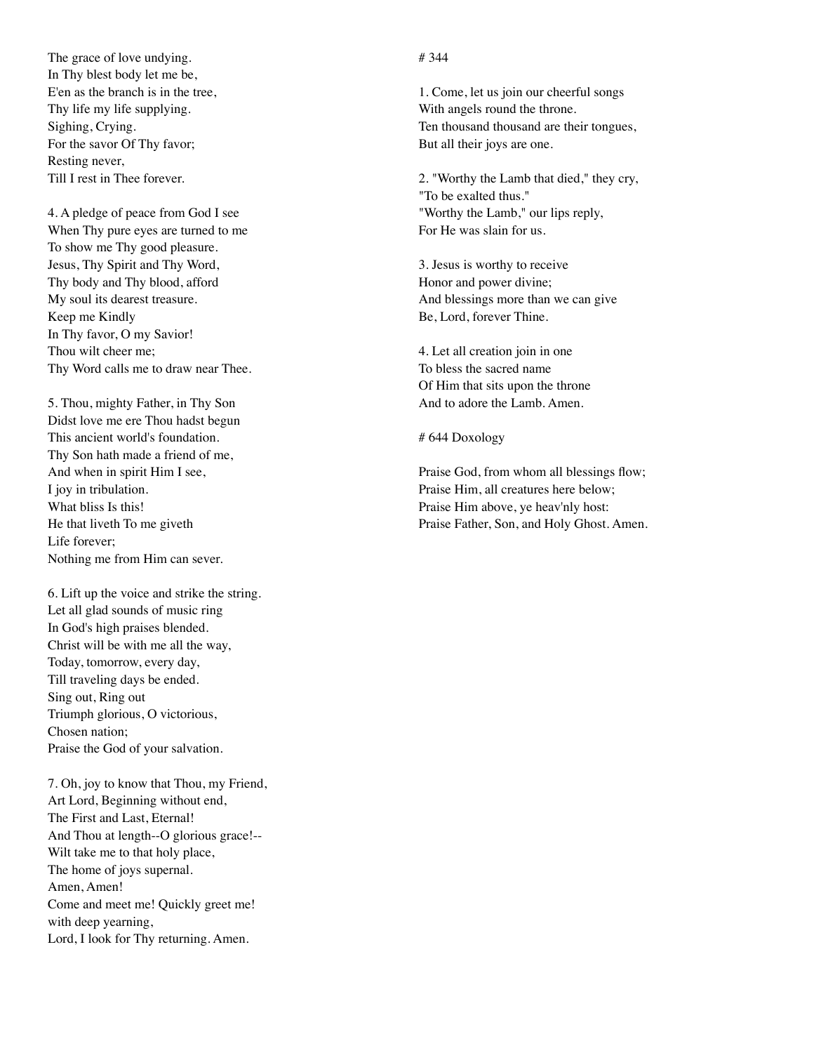The grace of love undying.
In Thy blest body let me be,
E'en as the branch is in the tree,
Thy life my life supplying.
Sighing, Crying.
For the savor Of Thy favor;
Resting never,
Till I rest in Thee forever.

4. A pledge of peace from God I see
When Thy pure eyes are turned to me
To show me Thy good pleasure.
Jesus, Thy Spirit and Thy Word,
Thy body and Thy blood, afford
My soul its dearest treasure.
Keep me Kindly
In Thy favor, O my Savior!
Thou wilt cheer me;
Thy Word calls me to draw near Thee.

5. Thou, mighty Father, in Thy Son
Didst love me ere Thou hadst begun
This ancient world's foundation.
Thy Son hath made a friend of me,
And when in spirit Him I see,
I joy in tribulation.
What bliss Is this!
He that liveth To me giveth
Life forever;
Nothing me from Him can sever.

6. Lift up the voice and strike the string.
Let all glad sounds of music ring
In God's high praises blended.
Christ will be with me all the way,
Today, tomorrow, every day,
Till traveling days be ended.
Sing out, Ring out
Triumph glorious, O victorious,
Chosen nation;
Praise the God of your salvation.

7. Oh, joy to know that Thou, my Friend,
Art Lord, Beginning without end,
The First and Last, Eternal!
And Thou at length--O glorious grace!--
Wilt take me to that holy place,
The home of joys supernal.
Amen, Amen!
Come and meet me! Quickly greet me!
with deep yearning,
Lord, I look for Thy returning. Amen.

# 344

1. Come, let us join our cheerful songs
With angels round the throne.
Ten thousand thousand are their tongues,
But all their joys are one.

2. "Worthy the Lamb that died," they cry,
"To be exalted thus."
"Worthy the Lamb," our lips reply,
For He was slain for us.

3. Jesus is worthy to receive
Honor and power divine;
And blessings more than we can give
Be, Lord, forever Thine.

4. Let all creation join in one
To bless the sacred name
Of Him that sits upon the throne
And to adore the Lamb. Amen.

# 644 Doxology

Praise God, from whom all blessings flow;
Praise Him, all creatures here below;
Praise Him above, ye heav'nly host:
Praise Father, Son, and Holy Ghost. Amen.